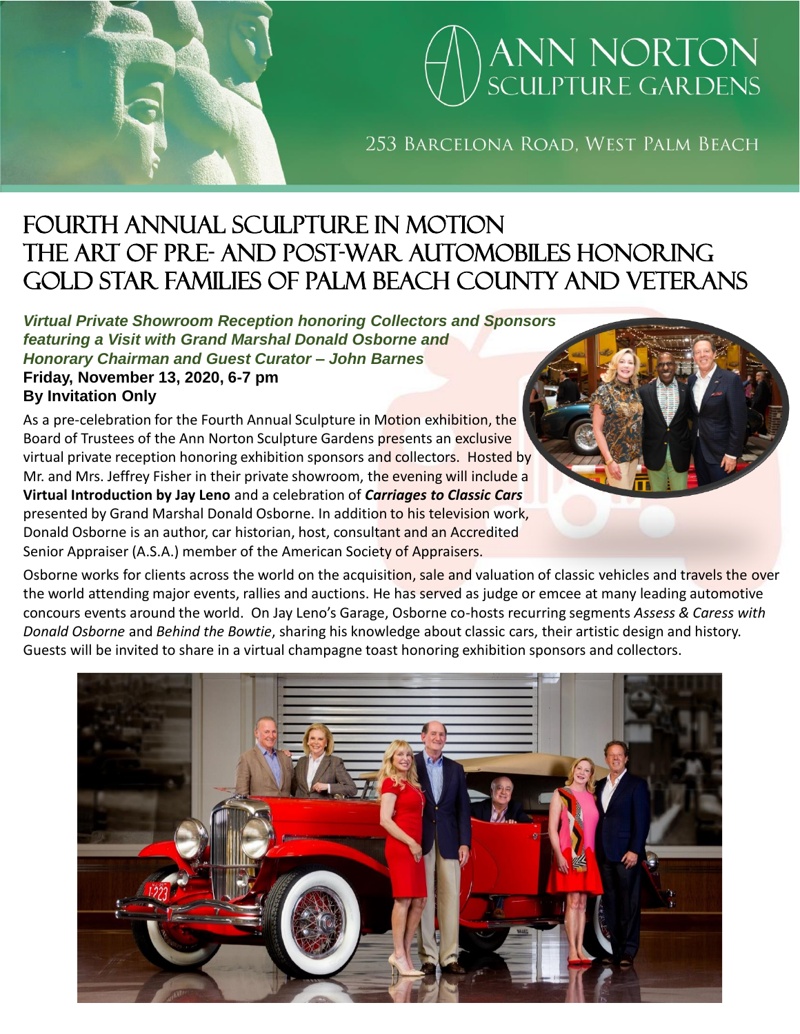# ANN NORTON SCULPTURE GARDENS

253 Barcelona Road, West Palm Beach

# Fourth Annual Sculpture in Motion The Art of Pre- and Post-War Automobiles Honoring Gold Star Families of Palm Beach County and Veterans

***Virtual Private Showroom Reception honoring Collectors and Sponsors featuring a Visit with Grand Marshal Donald Osborne and Honorary Chairman and Guest Curator – John Barnes***

**Friday, November 13, 2020, 6-7 pm**

**By Invitation Only**

As a pre-celebration for the Fourth Annual Sculpture in Motion exhibition, the Board of Trustees of the Ann Norton Sculpture Gardens presents an exclusive virtual private reception honoring exhibition sponsors and collectors. Hosted by Mr. and Mrs. Jeffrey Fisher in their private showroom, the evening will include a **Virtual Introduction by Jay Leno** and a celebration of ***Carriages to Classic Cars*** presented by Grand Marshal Donald Osborne. In addition to his television work, Donald Osborne is an author, car historian, host, consultant and an Accredited Senior Appraiser (A.S.A.) member of the American Society of Appraisers.

Osborne works for clients across the world on the acquisition, sale and valuation of classic vehicles and travels the over the world attending major events, rallies and auctions. He has served as judge or emcee at many leading automotive concours events around the world. On Jay Leno's Garage, Osborne co-hosts recurring segments *Assess & Caress with Donald Osborne* and *Behind the Bowtie*, sharing his knowledge about classic cars, their artistic design and history. Guests will be invited to share in a virtual champagne toast honoring exhibition sponsors and collectors.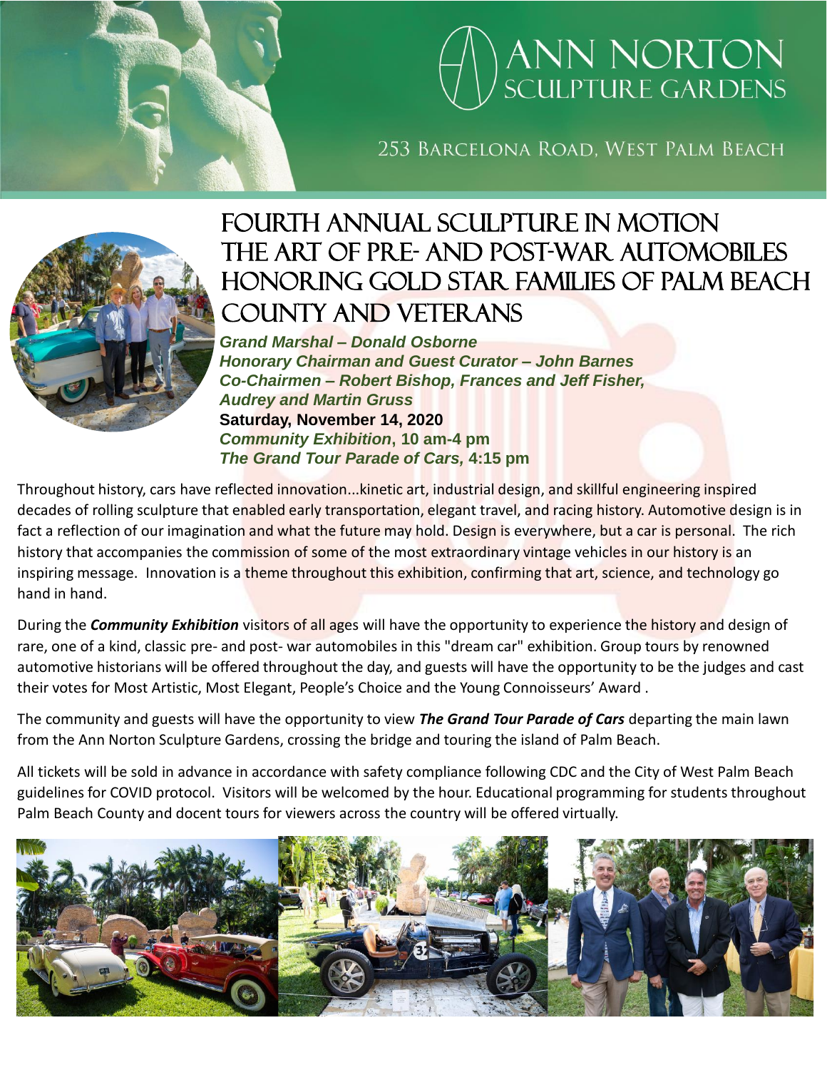# ANN NORTON SCULPTURE GARDENS

253 Barcelona Road, West Palm Beach

## Fourth Annual Sculpture in Motion The Art of Pre- and Post-War Automobiles Honoring Gold Star Families of Palm Beach County and Veterans

***Grand Marshal – Donald Osborne***
***Honorary Chairman and Guest Curator – John Barnes***
***Co-Chairmen – Robert Bishop, Frances and Jeff Fisher, Audrey and Martin Gruss***
**Saturday, November 14, 2020**
***Community Exhibition*, 10 am-4 pm**
***The Grand Tour Parade of Cars,* 4:15 pm**

Throughout history, cars have reflected innovation...kinetic art, industrial design, and skillful engineering inspired decades of rolling sculpture that enabled early transportation, elegant travel, and racing history. Automotive design is in fact a reflection of our imagination and what the future may hold. Design is everywhere, but a car is personal. The rich history that accompanies the commission of some of the most extraordinary vintage vehicles in our history is an inspiring message. Innovation is a theme throughout this exhibition, confirming that art, science, and technology go hand in hand.

During the ***Community Exhibition*** visitors of all ages will have the opportunity to experience the history and design of rare, one of a kind, classic pre- and post- war automobiles in this "dream car" exhibition. Group tours by renowned automotive historians will be offered throughout the day, and guests will have the opportunity to be the judges and cast their votes for Most Artistic, Most Elegant, People's Choice and the Young Connoisseurs' Award .

The community and guests will have the opportunity to view ***The Grand Tour Parade of Cars*** departing the main lawn from the Ann Norton Sculpture Gardens, crossing the bridge and touring the island of Palm Beach.

All tickets will be sold in advance in accordance with safety compliance following CDC and the City of West Palm Beach guidelines for COVID protocol. Visitors will be welcomed by the hour. Educational programming for students throughout Palm Beach County and docent tours for viewers across the country will be offered virtually.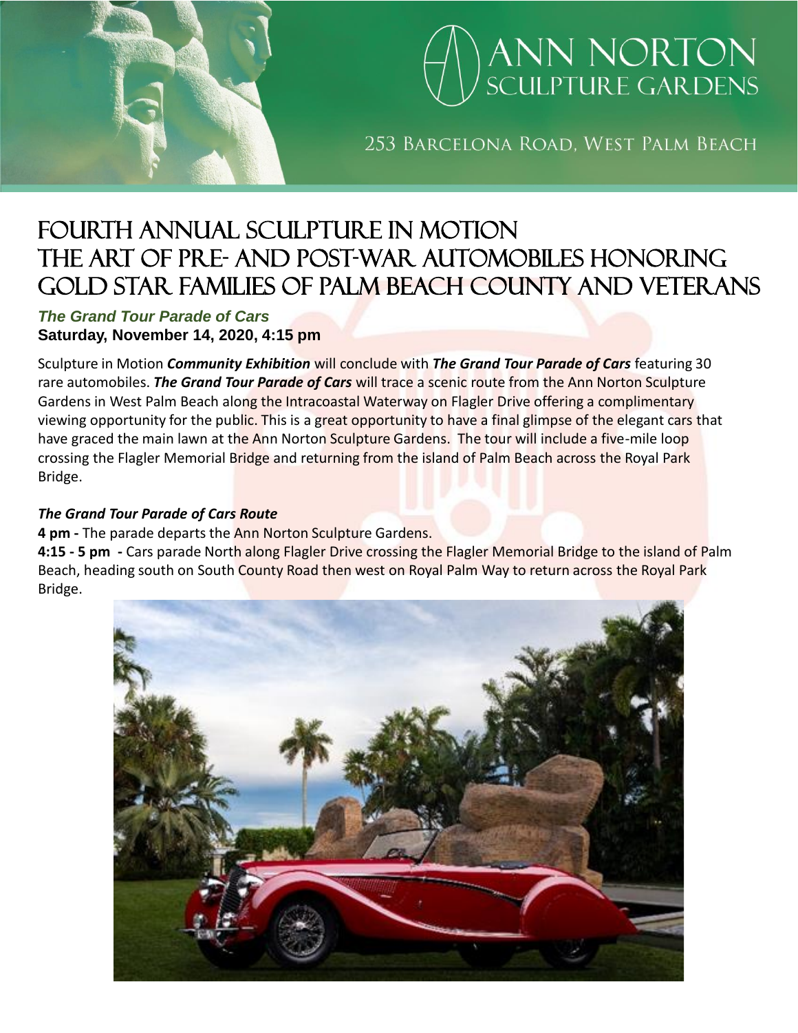# ANN NORTON SCULPTURE GARDENS

253 Barcelona Road, West Palm Beach

## FOURTH ANNUAL SCULPTURE IN MOTION THE ART OF PRE- AND POST-WAR AUTOMOBILES HONORING GOLD STAR FAMILIES OF PALM BEACH COUNTY AND VETERANS

***The Grand Tour Parade of Cars***
**Saturday, November 14, 2020, 4:15 pm**

Sculpture in Motion ***Community Exhibition*** will conclude with ***The Grand Tour Parade of Cars*** featuring 30 rare automobiles. ***The Grand Tour Parade of Cars*** will trace a scenic route from the Ann Norton Sculpture Gardens in West Palm Beach along the Intracoastal Waterway on Flagler Drive offering a complimentary viewing opportunity for the public. This is a great opportunity to have a final glimpse of the elegant cars that have graced the main lawn at the Ann Norton Sculpture Gardens. The tour will include a five-mile loop crossing the Flagler Memorial Bridge and returning from the island of Palm Beach across the Royal Park Bridge.

***The Grand Tour Parade of Cars Route***

**4 pm -** The parade departs the Ann Norton Sculpture Gardens.
**4:15 - 5 pm -** Cars parade North along Flagler Drive crossing the Flagler Memorial Bridge to the island of Palm Beach, heading south on South County Road then west on Royal Palm Way to return across the Royal Park Bridge.